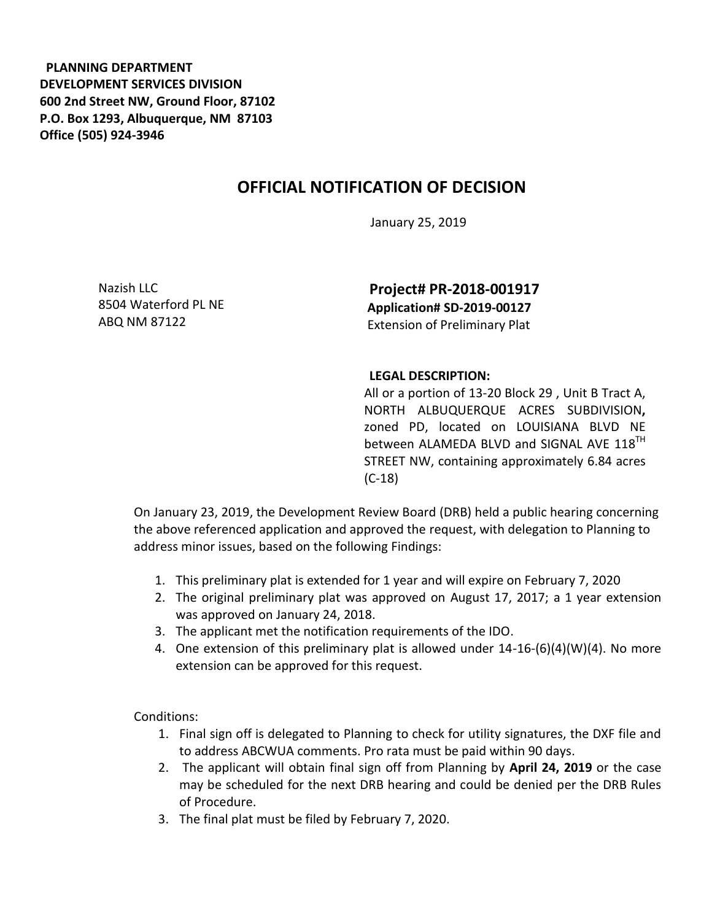**PLANNING DEPARTMENT**
**DEVELOPMENT SERVICES DIVISION**
**600 2nd Street NW, Ground Floor, 87102**
**P.O. Box 1293, Albuquerque, NM 87103**
**Office (505) 924-3946**

# OFFICIAL NOTIFICATION OF DECISION

January 25, 2019

Nazish LLC
8504 Waterford PL NE
ABQ NM 87122

**Project# PR-2018-001917**
**Application# SD-2019-00127**
Extension of Preliminary Plat

**LEGAL DESCRIPTION:**
All or a portion of 13-20 Block 29 , Unit B Tract A, NORTH ALBUQUERQUE ACRES SUBDIVISION**,** zoned PD, located on LOUISIANA BLVD NE between ALAMEDA BLVD and SIGNAL AVE 118TH STREET NW, containing approximately 6.84 acres (C-18)

On January 23, 2019, the Development Review Board (DRB) held a public hearing concerning the above referenced application and approved the request, with delegation to Planning to address minor issues, based on the following Findings:

1. This preliminary plat is extended for 1 year and will expire on February 7, 2020
2. The original preliminary plat was approved on August 17, 2017; a 1 year extension was approved on January 24, 2018.
3. The applicant met the notification requirements of the IDO.
4. One extension of this preliminary plat is allowed under 14-16-(6)(4)(W)(4). No more extension can be approved for this request.

Conditions:

1. Final sign off is delegated to Planning to check for utility signatures, the DXF file and to address ABCWUA comments. Pro rata must be paid within 90 days.
2. The applicant will obtain final sign off from Planning by **April 24, 2019** or the case may be scheduled for the next DRB hearing and could be denied per the DRB Rules of Procedure.
3. The final plat must be filed by February 7, 2020.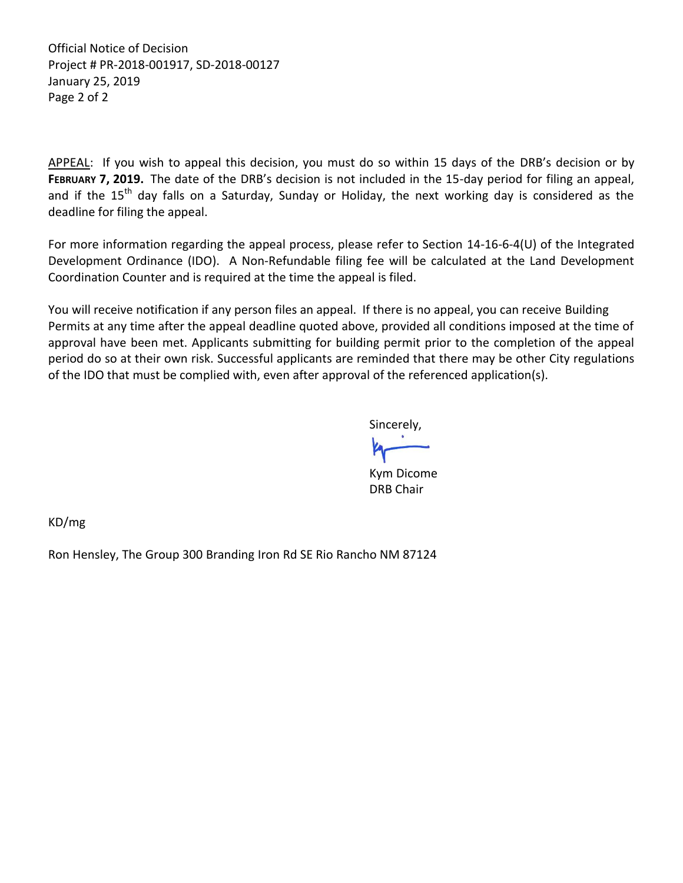Official Notice of Decision
Project # PR-2018-001917, SD-2018-00127
January 25, 2019

APPEAL: If you wish to appeal this decision, you must do so within 15 days of the DRB's decision or by **FEBRUARY 7, 2019.** The date of the DRB's decision is not included in the 15-day period for filing an appeal, and if the 15th day falls on a Saturday, Sunday or Holiday, the next working day is considered as the deadline for filing the appeal.

For more information regarding the appeal process, please refer to Section 14-16-6-4(U) of the Integrated Development Ordinance (IDO). A Non-Refundable filing fee will be calculated at the Land Development Coordination Counter and is required at the time the appeal is filed.

You will receive notification if any person files an appeal. If there is no appeal, you can receive Building Permits at any time after the appeal deadline quoted above, provided all conditions imposed at the time of approval have been met. Applicants submitting for building permit prior to the completion of the appeal period do so at their own risk. Successful applicants are reminded that there may be other City regulations of the IDO that must be complied with, even after approval of the referenced application(s).

Sincerely,

Kym Dicome
DRB Chair

KD/mg

Ron Hensley, The Group 300 Branding Iron Rd SE Rio Rancho NM 87124